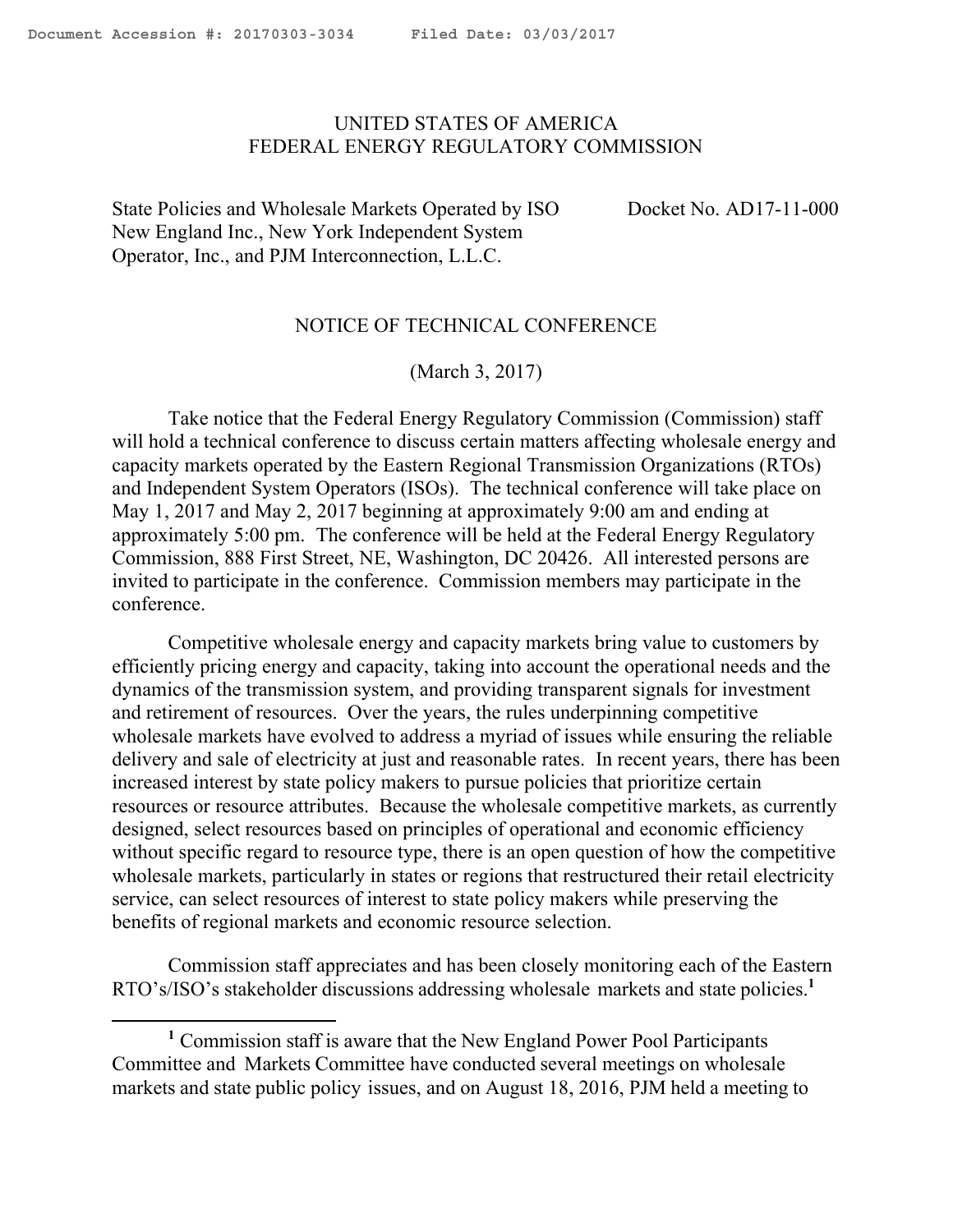UNITED STATES OF AMERICA
FEDERAL ENERGY REGULATORY COMMISSION

State Policies and Wholesale Markets Operated by ISO New England Inc., New York Independent System Operator, Inc., and PJM Interconnection, L.L.C.

Docket No. AD17-11-000

NOTICE OF TECHNICAL CONFERENCE

(March 3, 2017)

Take notice that the Federal Energy Regulatory Commission (Commission) staff will hold a technical conference to discuss certain matters affecting wholesale energy and capacity markets operated by the Eastern Regional Transmission Organizations (RTOs) and Independent System Operators (ISOs). The technical conference will take place on May 1, 2017 and May 2, 2017 beginning at approximately 9:00 am and ending at approximately 5:00 pm. The conference will be held at the Federal Energy Regulatory Commission, 888 First Street, NE, Washington, DC 20426. All interested persons are invited to participate in the conference. Commission members may participate in the conference.

Competitive wholesale energy and capacity markets bring value to customers by efficiently pricing energy and capacity, taking into account the operational needs and the dynamics of the transmission system, and providing transparent signals for investment and retirement of resources. Over the years, the rules underpinning competitive wholesale markets have evolved to address a myriad of issues while ensuring the reliable delivery and sale of electricity at just and reasonable rates. In recent years, there has been increased interest by state policy makers to pursue policies that prioritize certain resources or resource attributes. Because the wholesale competitive markets, as currently designed, select resources based on principles of operational and economic efficiency without specific regard to resource type, there is an open question of how the competitive wholesale markets, particularly in states or regions that restructured their retail electricity service, can select resources of interest to state policy makers while preserving the benefits of regional markets and economic resource selection.

Commission staff appreciates and has been closely monitoring each of the Eastern RTO's/ISO's stakeholder discussions addressing wholesale markets and state policies.[1]

[1] Commission staff is aware that the New England Power Pool Participants Committee and Markets Committee have conducted several meetings on wholesale markets and state public policy issues, and on August 18, 2016, PJM held a meeting to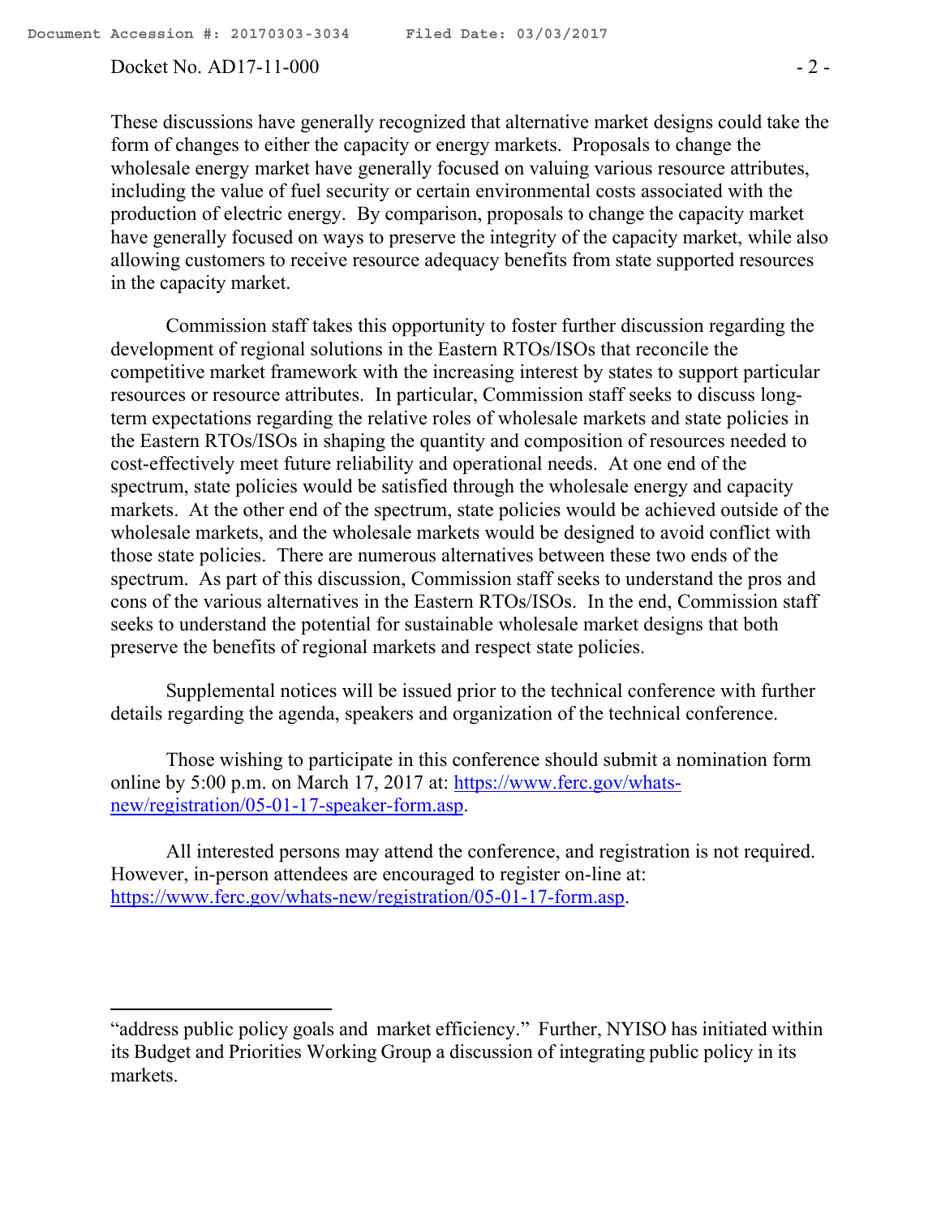These discussions have generally recognized that alternative market designs could take the form of changes to either the capacity or energy markets. Proposals to change the wholesale energy market have generally focused on valuing various resource attributes, including the value of fuel security or certain environmental costs associated with the production of electric energy. By comparison, proposals to change the capacity market have generally focused on ways to preserve the integrity of the capacity market, while also allowing customers to receive resource adequacy benefits from state supported resources in the capacity market.

Commission staff takes this opportunity to foster further discussion regarding the development of regional solutions in the Eastern RTOs/ISOs that reconcile the competitive market framework with the increasing interest by states to support particular resources or resource attributes. In particular, Commission staff seeks to discuss long-term expectations regarding the relative roles of wholesale markets and state policies in the Eastern RTOs/ISOs in shaping the quantity and composition of resources needed to cost-effectively meet future reliability and operational needs. At one end of the spectrum, state policies would be satisfied through the wholesale energy and capacity markets. At the other end of the spectrum, state policies would be achieved outside of the wholesale markets, and the wholesale markets would be designed to avoid conflict with those state policies. There are numerous alternatives between these two ends of the spectrum. As part of this discussion, Commission staff seeks to understand the pros and cons of the various alternatives in the Eastern RTOs/ISOs. In the end, Commission staff seeks to understand the potential for sustainable wholesale market designs that both preserve the benefits of regional markets and respect state policies.

Supplemental notices will be issued prior to the technical conference with further details regarding the agenda, speakers and organization of the technical conference.

Those wishing to participate in this conference should submit a nomination form online by 5:00 p.m. on March 17, 2017 at: https://www.ferc.gov/whats-new/registration/05-01-17-speaker-form.asp.

All interested persons may attend the conference, and registration is not required. However, in-person attendees are encouraged to register on-line at: https://www.ferc.gov/whats-new/registration/05-01-17-form.asp.

---

"address public policy goals and market efficiency." Further, NYISO has initiated within its Budget and Priorities Working Group a discussion of integrating public policy in its markets.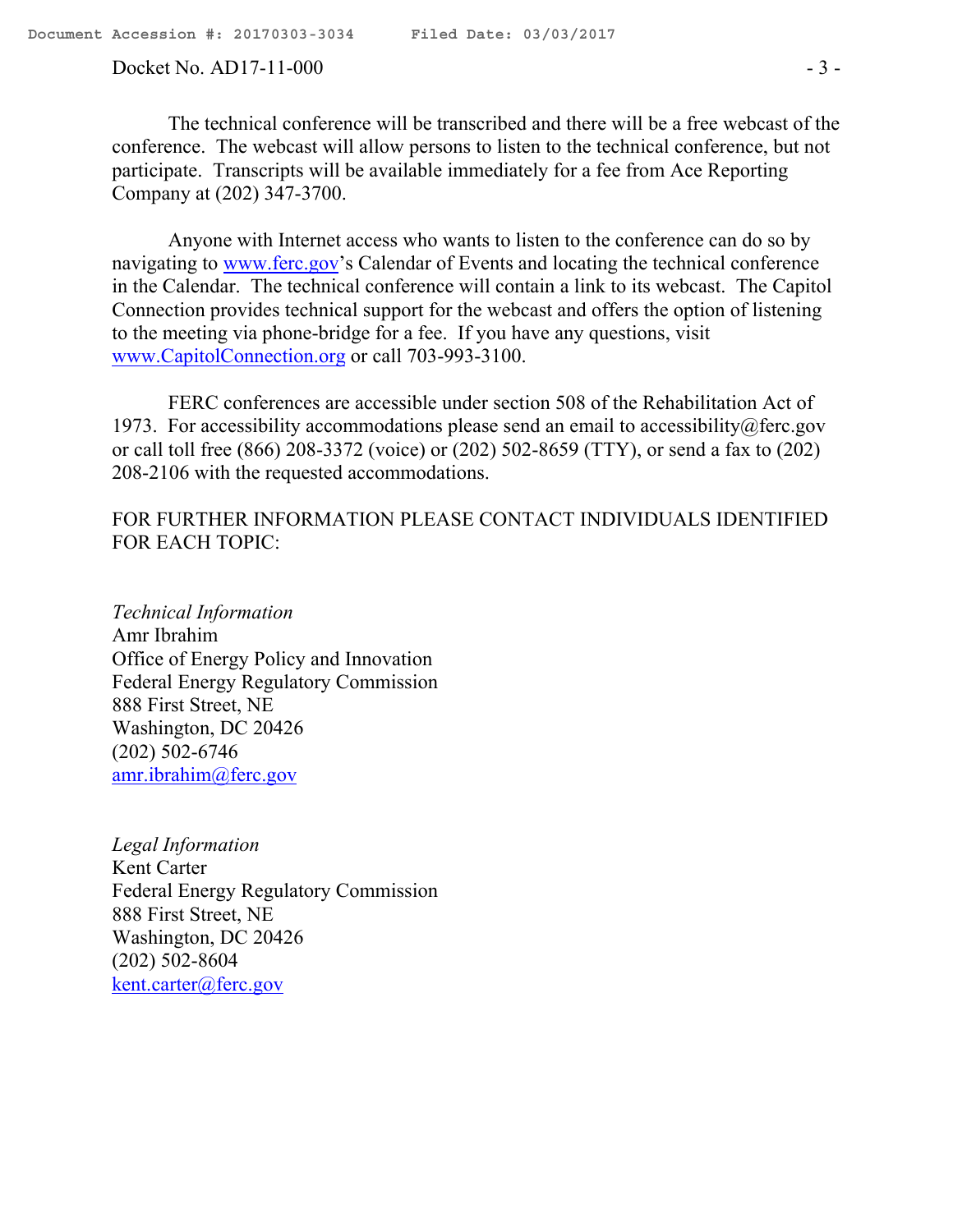The technical conference will be transcribed and there will be a free webcast of the conference. The webcast will allow persons to listen to the technical conference, but not participate. Transcripts will be available immediately for a fee from Ace Reporting Company at (202) 347-3700.

Anyone with Internet access who wants to listen to the conference can do so by navigating to www.ferc.gov's Calendar of Events and locating the technical conference in the Calendar. The technical conference will contain a link to its webcast. The Capitol Connection provides technical support for the webcast and offers the option of listening to the meeting via phone-bridge for a fee. If you have any questions, visit www.CapitolConnection.org or call 703-993-3100.

FERC conferences are accessible under section 508 of the Rehabilitation Act of 1973. For accessibility accommodations please send an email to accessibility@ferc.gov or call toll free (866) 208-3372 (voice) or (202) 502-8659 (TTY), or send a fax to (202) 208-2106 with the requested accommodations.

FOR FURTHER INFORMATION PLEASE CONTACT INDIVIDUALS IDENTIFIED FOR EACH TOPIC:

*Technical Information*
Amr Ibrahim
Office of Energy Policy and Innovation
Federal Energy Regulatory Commission
888 First Street, NE
Washington, DC 20426
(202) 502-6746
amr.ibrahim@ferc.gov

*Legal Information*
Kent Carter
Federal Energy Regulatory Commission
888 First Street, NE
Washington, DC 20426
(202) 502-8604
kent.carter@ferc.gov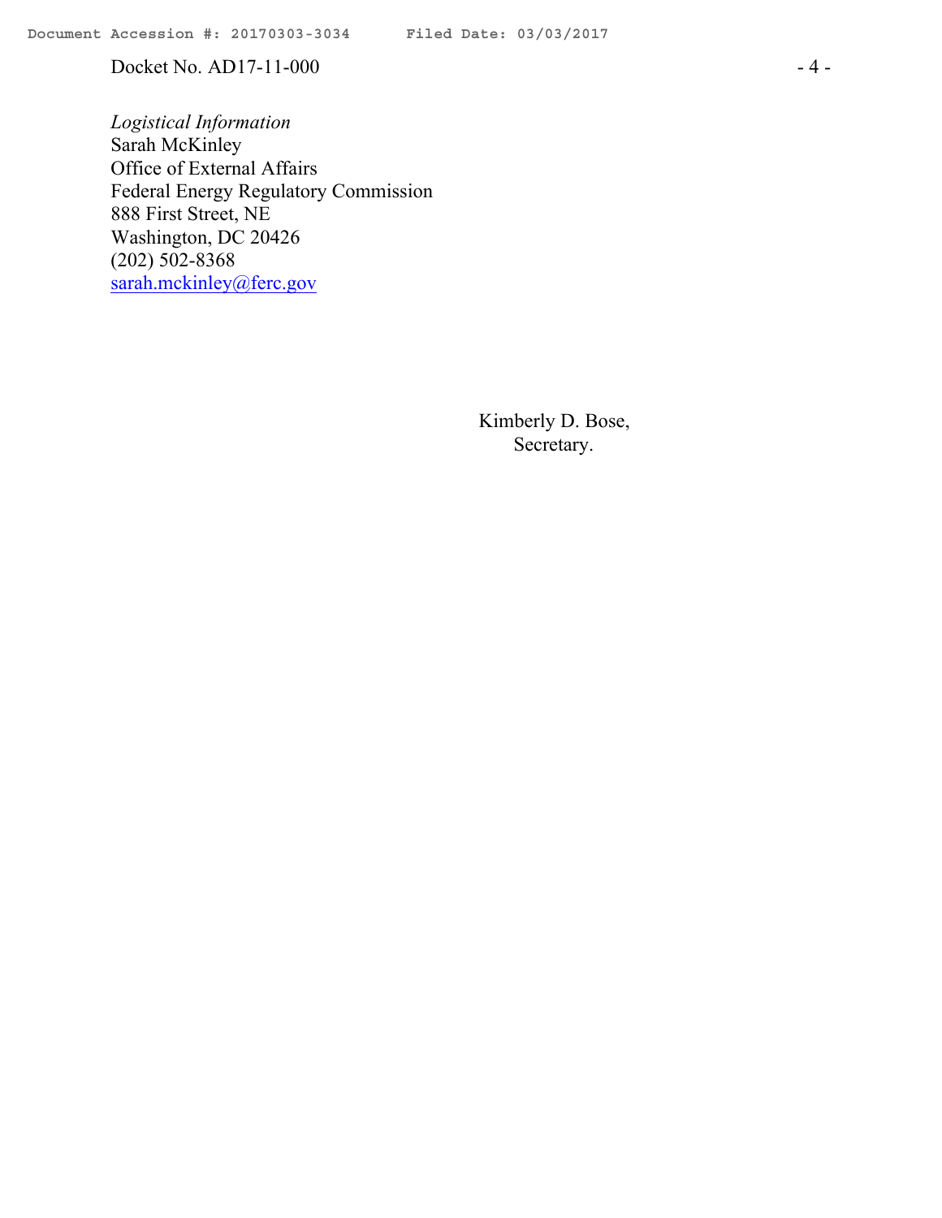*Logistical Information*
Sarah McKinley
Office of External Affairs
Federal Energy Regulatory Commission
888 First Street, NE
Washington, DC 20426
(202) 502-8368
sarah.mckinley@ferc.gov

Kimberly D. Bose,
Secretary.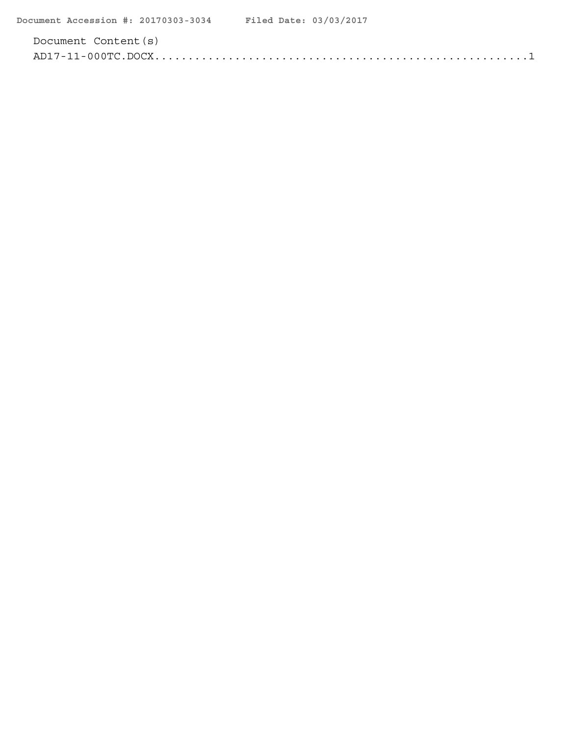Document Accession #: 20170303-3034 Filed Date: 03/03/2017

Document Content(s)

AD17-11-000TC.DOCX.....................................................1